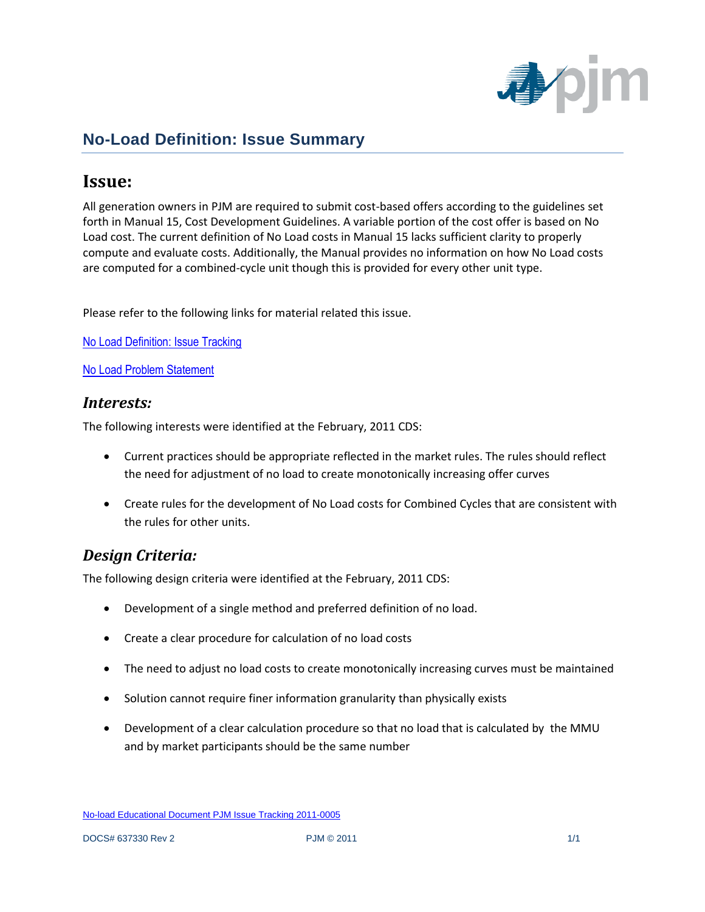# No-Load Definition: Issue Summary

## Issue:

All generation owners in PJM are required to submit cost-based offers according to the guidelines set forth in Manual 15, Cost Development Guidelines. A variable portion of the cost offer is based on No Load cost. The current definition of No Load costs in Manual 15 lacks sufficient clarity to properly compute and evaluate costs. Additionally, the Manual provides no information on how No Load costs are computed for a combined-cycle unit though this is provided for every other unit type.

Please refer to the following links for material related this issue.

No Load Definition: Issue Tracking

No Load Problem Statement

### *Interests:*

The following interests were identified at the February, 2011 CDS:

- Current practices should be appropriate reflected in the market rules. The rules should reflect the need for adjustment of no load to create monotonically increasing offer curves
- Create rules for the development of No Load costs for Combined Cycles that are consistent with the rules for other units.

### *Design Criteria:*

The following design criteria were identified at the February, 2011 CDS:

- Development of a single method and preferred definition of no load.
- Create a clear procedure for calculation of no load costs
- The need to adjust no load costs to create monotonically increasing curves must be maintained
- Solution cannot require finer information granularity than physically exists
- Development of a clear calculation procedure so that no load that is calculated by the MMU and by market participants should be the same number

No-load Educational Document PJM Issue Tracking 2011-0005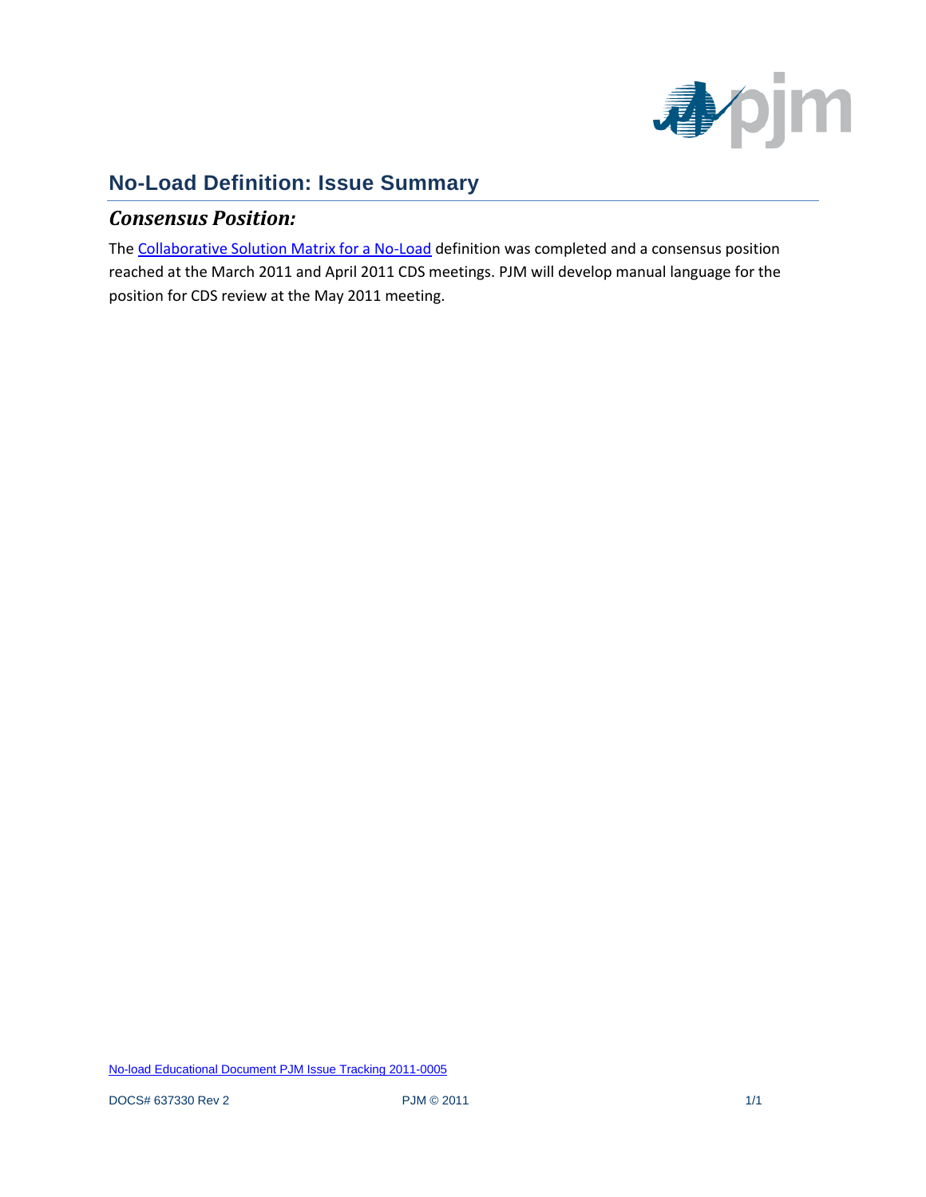## No-Load Definition: Issue Summary

### *Consensus Position:*

The [Collaborative Solution Matrix for a No-Load]() definition was completed and a consensus position reached at the March 2011 and April 2011 CDS meetings. PJM will develop manual language for the position for CDS review at the May 2011 meeting.

[No-load Educational Document PJM Issue Tracking 2011-0005]()

DOCS# 637330 Rev 2